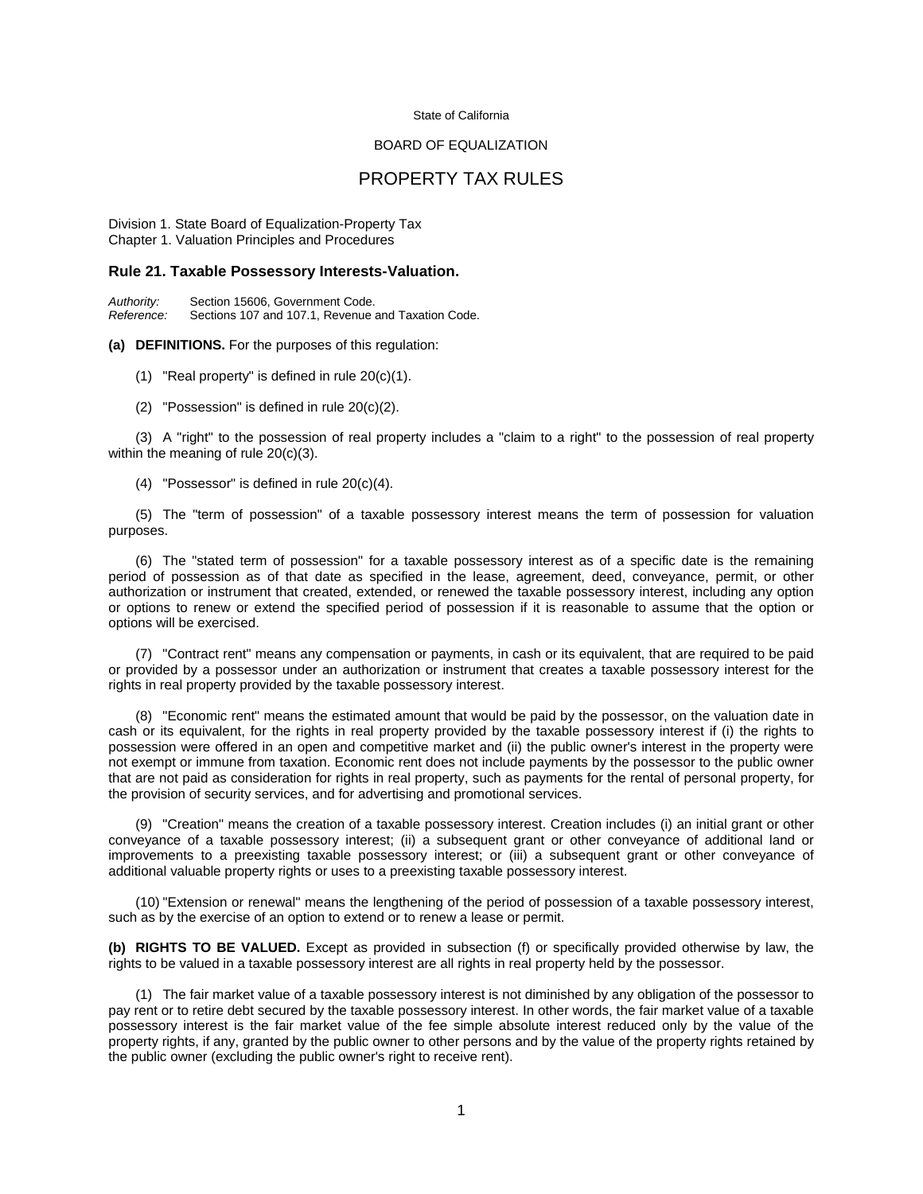State of California

BOARD OF EQUALIZATION

# PROPERTY TAX RULES

Division 1. State Board of Equalization-Property Tax
Chapter 1. Valuation Principles and Procedures

## Rule 21. Taxable Possessory Interests-Valuation.

*Authority:* Section 15606, Government Code.
*Reference:* Sections 107 and 107.1, Revenue and Taxation Code.

**(a) DEFINITIONS.** For the purposes of this regulation:

(1) "Real property" is defined in rule 20(c)(1).

(2) "Possession" is defined in rule 20(c)(2).

(3) A "right" to the possession of real property includes a "claim to a right" to the possession of real property within the meaning of rule 20(c)(3).

(4) "Possessor" is defined in rule 20(c)(4).

(5) The "term of possession" of a taxable possessory interest means the term of possession for valuation purposes.

(6) The "stated term of possession" for a taxable possessory interest as of a specific date is the remaining period of possession as of that date as specified in the lease, agreement, deed, conveyance, permit, or other authorization or instrument that created, extended, or renewed the taxable possessory interest, including any option or options to renew or extend the specified period of possession if it is reasonable to assume that the option or options will be exercised.

(7) "Contract rent" means any compensation or payments, in cash or its equivalent, that are required to be paid or provided by a possessor under an authorization or instrument that creates a taxable possessory interest for the rights in real property provided by the taxable possessory interest.

(8) "Economic rent" means the estimated amount that would be paid by the possessor, on the valuation date in cash or its equivalent, for the rights in real property provided by the taxable possessory interest if (i) the rights to possession were offered in an open and competitive market and (ii) the public owner's interest in the property were not exempt or immune from taxation. Economic rent does not include payments by the possessor to the public owner that are not paid as consideration for rights in real property, such as payments for the rental of personal property, for the provision of security services, and for advertising and promotional services.

(9) "Creation" means the creation of a taxable possessory interest. Creation includes (i) an initial grant or other conveyance of a taxable possessory interest; (ii) a subsequent grant or other conveyance of additional land or improvements to a preexisting taxable possessory interest; or (iii) a subsequent grant or other conveyance of additional valuable property rights or uses to a preexisting taxable possessory interest.

(10) "Extension or renewal" means the lengthening of the period of possession of a taxable possessory interest, such as by the exercise of an option to extend or to renew a lease or permit.

**(b) RIGHTS TO BE VALUED.** Except as provided in subsection (f) or specifically provided otherwise by law, the rights to be valued in a taxable possessory interest are all rights in real property held by the possessor.

(1) The fair market value of a taxable possessory interest is not diminished by any obligation of the possessor to pay rent or to retire debt secured by the taxable possessory interest. In other words, the fair market value of a taxable possessory interest is the fair market value of the fee simple absolute interest reduced only by the value of the property rights, if any, granted by the public owner to other persons and by the value of the property rights retained by the public owner (excluding the public owner's right to receive rent).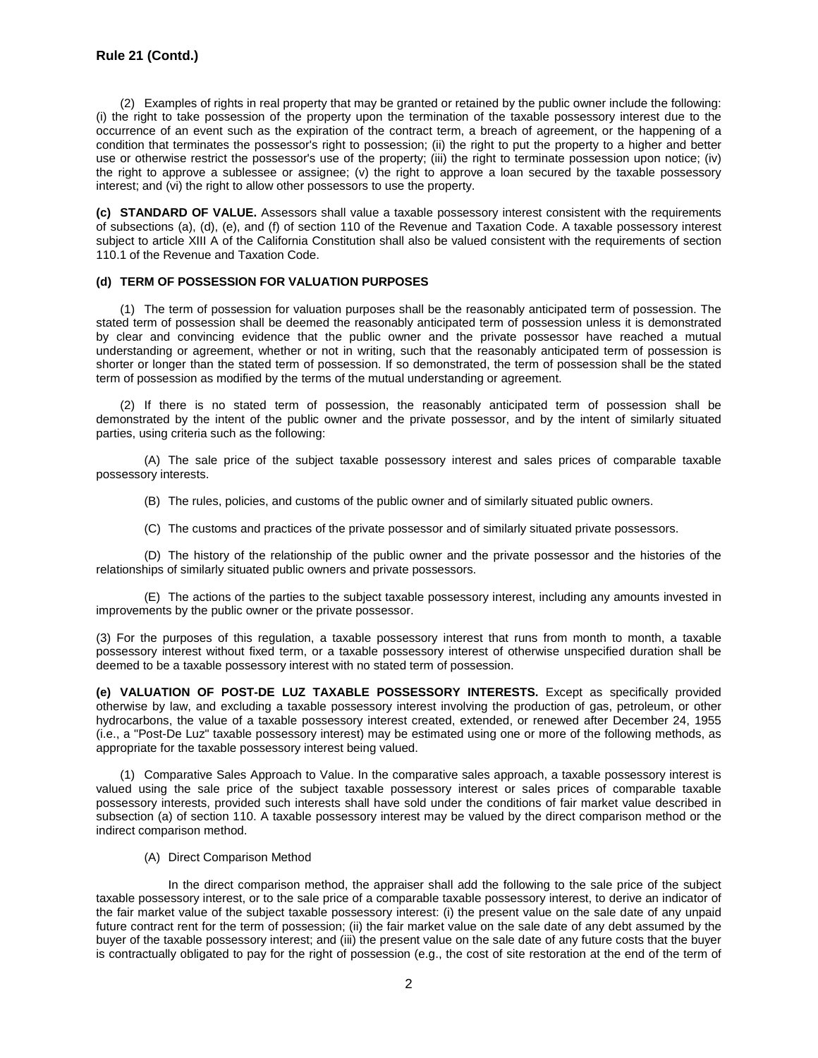**Rule 21 (Contd.)**

(2) Examples of rights in real property that may be granted or retained by the public owner include the following: (i) the right to take possession of the property upon the termination of the taxable possessory interest due to the occurrence of an event such as the expiration of the contract term, a breach of agreement, or the happening of a condition that terminates the possessor's right to possession; (ii) the right to put the property to a higher and better use or otherwise restrict the possessor's use of the property; (iii) the right to terminate possession upon notice; (iv) the right to approve a sublessee or assignee; (v) the right to approve a loan secured by the taxable possessory interest; and (vi) the right to allow other possessors to use the property.

**(c) STANDARD OF VALUE.** Assessors shall value a taxable possessory interest consistent with the requirements of subsections (a), (d), (e), and (f) of section 110 of the Revenue and Taxation Code. A taxable possessory interest subject to article XIII A of the California Constitution shall also be valued consistent with the requirements of section 110.1 of the Revenue and Taxation Code.

**(d) TERM OF POSSESSION FOR VALUATION PURPOSES**

(1) The term of possession for valuation purposes shall be the reasonably anticipated term of possession. The stated term of possession shall be deemed the reasonably anticipated term of possession unless it is demonstrated by clear and convincing evidence that the public owner and the private possessor have reached a mutual understanding or agreement, whether or not in writing, such that the reasonably anticipated term of possession is shorter or longer than the stated term of possession. If so demonstrated, the term of possession shall be the stated term of possession as modified by the terms of the mutual understanding or agreement.

(2) If there is no stated term of possession, the reasonably anticipated term of possession shall be demonstrated by the intent of the public owner and the private possessor, and by the intent of similarly situated parties, using criteria such as the following:

(A) The sale price of the subject taxable possessory interest and sales prices of comparable taxable possessory interests.

(B) The rules, policies, and customs of the public owner and of similarly situated public owners.

(C) The customs and practices of the private possessor and of similarly situated private possessors.

(D) The history of the relationship of the public owner and the private possessor and the histories of the relationships of similarly situated public owners and private possessors.

(E) The actions of the parties to the subject taxable possessory interest, including any amounts invested in improvements by the public owner or the private possessor.

(3) For the purposes of this regulation, a taxable possessory interest that runs from month to month, a taxable possessory interest without fixed term, or a taxable possessory interest of otherwise unspecified duration shall be deemed to be a taxable possessory interest with no stated term of possession.

**(e) VALUATION OF POST-DE LUZ TAXABLE POSSESSORY INTERESTS.** Except as specifically provided otherwise by law, and excluding a taxable possessory interest involving the production of gas, petroleum, or other hydrocarbons, the value of a taxable possessory interest created, extended, or renewed after December 24, 1955 (i.e., a "Post-De Luz" taxable possessory interest) may be estimated using one or more of the following methods, as appropriate for the taxable possessory interest being valued.

(1) Comparative Sales Approach to Value. In the comparative sales approach, a taxable possessory interest is valued using the sale price of the subject taxable possessory interest or sales prices of comparable taxable possessory interests, provided such interests shall have sold under the conditions of fair market value described in subsection (a) of section 110. A taxable possessory interest may be valued by the direct comparison method or the indirect comparison method.

(A) Direct Comparison Method

In the direct comparison method, the appraiser shall add the following to the sale price of the subject taxable possessory interest, or to the sale price of a comparable taxable possessory interest, to derive an indicator of the fair market value of the subject taxable possessory interest: (i) the present value on the sale date of any unpaid future contract rent for the term of possession; (ii) the fair market value on the sale date of any debt assumed by the buyer of the taxable possessory interest; and (iii) the present value on the sale date of any future costs that the buyer is contractually obligated to pay for the right of possession (e.g., the cost of site restoration at the end of the term of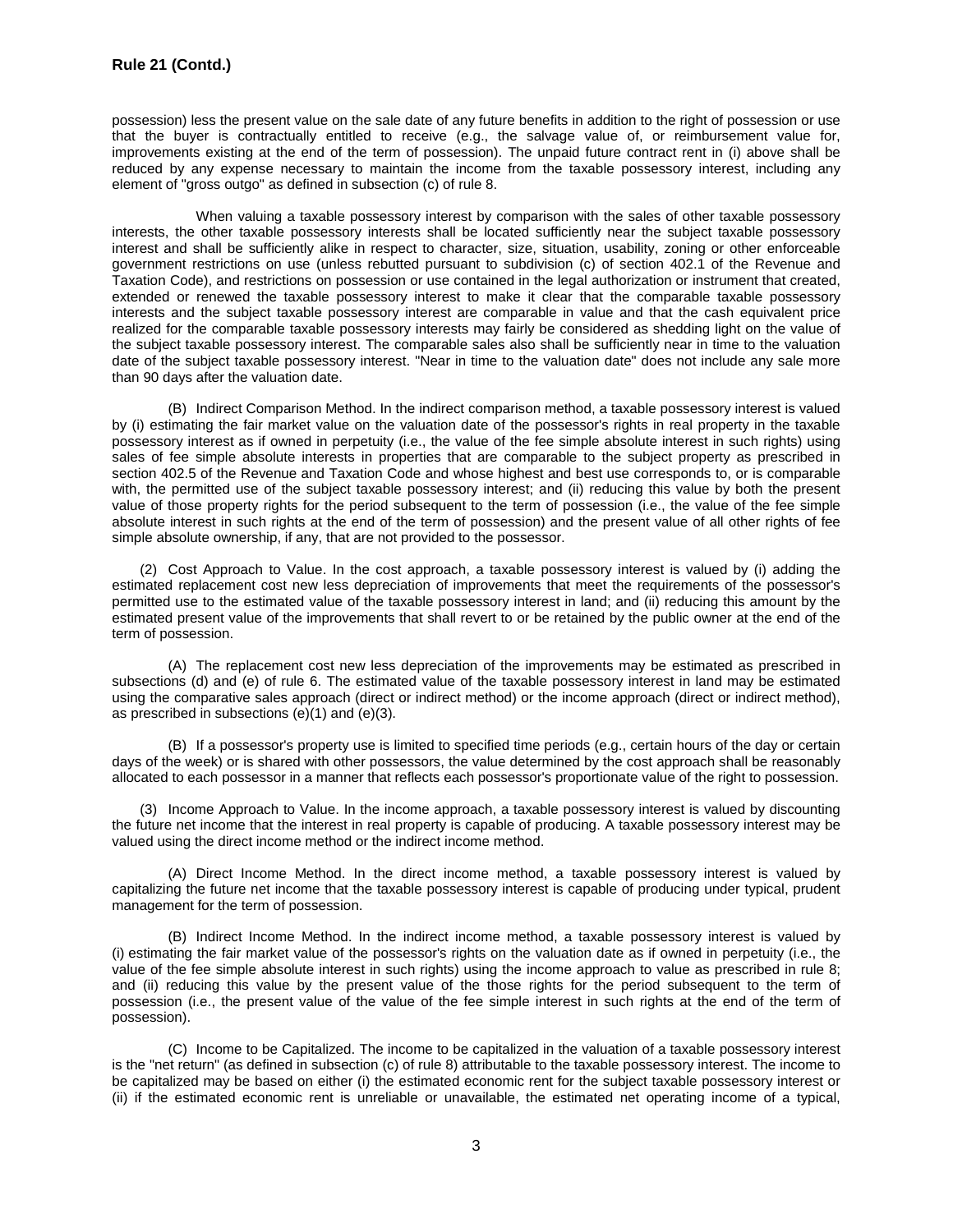possession) less the present value on the sale date of any future benefits in addition to the right of possession or use that the buyer is contractually entitled to receive (e.g., the salvage value of, or reimbursement value for, improvements existing at the end of the term of possession). The unpaid future contract rent in (i) above shall be reduced by any expense necessary to maintain the income from the taxable possessory interest, including any element of "gross outgo" as defined in subsection (c) of rule 8.

When valuing a taxable possessory interest by comparison with the sales of other taxable possessory interests, the other taxable possessory interests shall be located sufficiently near the subject taxable possessory interest and shall be sufficiently alike in respect to character, size, situation, usability, zoning or other enforceable government restrictions on use (unless rebutted pursuant to subdivision (c) of section 402.1 of the Revenue and Taxation Code), and restrictions on possession or use contained in the legal authorization or instrument that created, extended or renewed the taxable possessory interest to make it clear that the comparable taxable possessory interests and the subject taxable possessory interest are comparable in value and that the cash equivalent price realized for the comparable taxable possessory interests may fairly be considered as shedding light on the value of the subject taxable possessory interest. The comparable sales also shall be sufficiently near in time to the valuation date of the subject taxable possessory interest. "Near in time to the valuation date" does not include any sale more than 90 days after the valuation date.

(B) Indirect Comparison Method. In the indirect comparison method, a taxable possessory interest is valued by (i) estimating the fair market value on the valuation date of the possessor's rights in real property in the taxable possessory interest as if owned in perpetuity (i.e., the value of the fee simple absolute interest in such rights) using sales of fee simple absolute interests in properties that are comparable to the subject property as prescribed in section 402.5 of the Revenue and Taxation Code and whose highest and best use corresponds to, or is comparable with, the permitted use of the subject taxable possessory interest; and (ii) reducing this value by both the present value of those property rights for the period subsequent to the term of possession (i.e., the value of the fee simple absolute interest in such rights at the end of the term of possession) and the present value of all other rights of fee simple absolute ownership, if any, that are not provided to the possessor.

(2) Cost Approach to Value. In the cost approach, a taxable possessory interest is valued by (i) adding the estimated replacement cost new less depreciation of improvements that meet the requirements of the possessor's permitted use to the estimated value of the taxable possessory interest in land; and (ii) reducing this amount by the estimated present value of the improvements that shall revert to or be retained by the public owner at the end of the term of possession.

(A) The replacement cost new less depreciation of the improvements may be estimated as prescribed in subsections (d) and (e) of rule 6. The estimated value of the taxable possessory interest in land may be estimated using the comparative sales approach (direct or indirect method) or the income approach (direct or indirect method), as prescribed in subsections (e)(1) and (e)(3).

(B) If a possessor's property use is limited to specified time periods (e.g., certain hours of the day or certain days of the week) or is shared with other possessors, the value determined by the cost approach shall be reasonably allocated to each possessor in a manner that reflects each possessor's proportionate value of the right to possession.

(3) Income Approach to Value. In the income approach, a taxable possessory interest is valued by discounting the future net income that the interest in real property is capable of producing. A taxable possessory interest may be valued using the direct income method or the indirect income method.

(A) Direct Income Method. In the direct income method, a taxable possessory interest is valued by capitalizing the future net income that the taxable possessory interest is capable of producing under typical, prudent management for the term of possession.

(B) Indirect Income Method. In the indirect income method, a taxable possessory interest is valued by (i) estimating the fair market value of the possessor's rights on the valuation date as if owned in perpetuity (i.e., the value of the fee simple absolute interest in such rights) using the income approach to value as prescribed in rule 8; and (ii) reducing this value by the present value of the those rights for the period subsequent to the term of possession (i.e., the present value of the value of the fee simple interest in such rights at the end of the term of possession).

(C) Income to be Capitalized. The income to be capitalized in the valuation of a taxable possessory interest is the "net return" (as defined in subsection (c) of rule 8) attributable to the taxable possessory interest. The income to be capitalized may be based on either (i) the estimated economic rent for the subject taxable possessory interest or (ii) if the estimated economic rent is unreliable or unavailable, the estimated net operating income of a typical,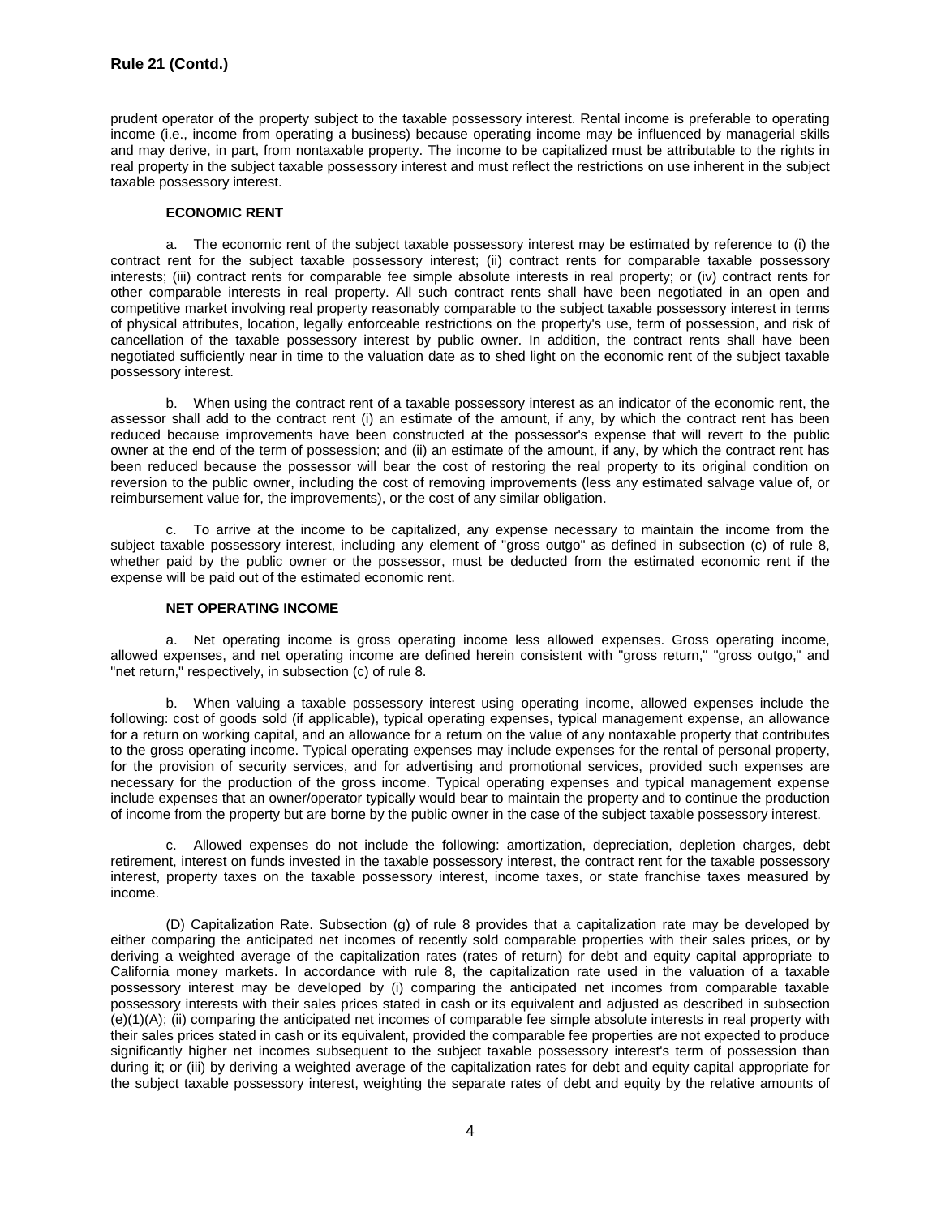prudent operator of the property subject to the taxable possessory interest. Rental income is preferable to operating income (i.e., income from operating a business) because operating income may be influenced by managerial skills and may derive, in part, from nontaxable property. The income to be capitalized must be attributable to the rights in real property in the subject taxable possessory interest and must reflect the restrictions on use inherent in the subject taxable possessory interest.

**ECONOMIC RENT**

a. The economic rent of the subject taxable possessory interest may be estimated by reference to (i) the contract rent for the subject taxable possessory interest; (ii) contract rents for comparable taxable possessory interests; (iii) contract rents for comparable fee simple absolute interests in real property; or (iv) contract rents for other comparable interests in real property. All such contract rents shall have been negotiated in an open and competitive market involving real property reasonably comparable to the subject taxable possessory interest in terms of physical attributes, location, legally enforceable restrictions on the property's use, term of possession, and risk of cancellation of the taxable possessory interest by public owner. In addition, the contract rents shall have been negotiated sufficiently near in time to the valuation date as to shed light on the economic rent of the subject taxable possessory interest.

b. When using the contract rent of a taxable possessory interest as an indicator of the economic rent, the assessor shall add to the contract rent (i) an estimate of the amount, if any, by which the contract rent has been reduced because improvements have been constructed at the possessor's expense that will revert to the public owner at the end of the term of possession; and (ii) an estimate of the amount, if any, by which the contract rent has been reduced because the possessor will bear the cost of restoring the real property to its original condition on reversion to the public owner, including the cost of removing improvements (less any estimated salvage value of, or reimbursement value for, the improvements), or the cost of any similar obligation.

c. To arrive at the income to be capitalized, any expense necessary to maintain the income from the subject taxable possessory interest, including any element of "gross outgo" as defined in subsection (c) of rule 8, whether paid by the public owner or the possessor, must be deducted from the estimated economic rent if the expense will be paid out of the estimated economic rent.

**NET OPERATING INCOME**

a. Net operating income is gross operating income less allowed expenses. Gross operating income, allowed expenses, and net operating income are defined herein consistent with "gross return," "gross outgo," and "net return," respectively, in subsection (c) of rule 8.

b. When valuing a taxable possessory interest using operating income, allowed expenses include the following: cost of goods sold (if applicable), typical operating expenses, typical management expense, an allowance for a return on working capital, and an allowance for a return on the value of any nontaxable property that contributes to the gross operating income. Typical operating expenses may include expenses for the rental of personal property, for the provision of security services, and for advertising and promotional services, provided such expenses are necessary for the production of the gross income. Typical operating expenses and typical management expense include expenses that an owner/operator typically would bear to maintain the property and to continue the production of income from the property but are borne by the public owner in the case of the subject taxable possessory interest.

c. Allowed expenses do not include the following: amortization, depreciation, depletion charges, debt retirement, interest on funds invested in the taxable possessory interest, the contract rent for the taxable possessory interest, property taxes on the taxable possessory interest, income taxes, or state franchise taxes measured by income.

(D) Capitalization Rate. Subsection (g) of rule 8 provides that a capitalization rate may be developed by either comparing the anticipated net incomes of recently sold comparable properties with their sales prices, or by deriving a weighted average of the capitalization rates (rates of return) for debt and equity capital appropriate to California money markets. In accordance with rule 8, the capitalization rate used in the valuation of a taxable possessory interest may be developed by (i) comparing the anticipated net incomes from comparable taxable possessory interests with their sales prices stated in cash or its equivalent and adjusted as described in subsection (e)(1)(A); (ii) comparing the anticipated net incomes of comparable fee simple absolute interests in real property with their sales prices stated in cash or its equivalent, provided the comparable fee properties are not expected to produce significantly higher net incomes subsequent to the subject taxable possessory interest's term of possession than during it; or (iii) by deriving a weighted average of the capitalization rates for debt and equity capital appropriate for the subject taxable possessory interest, weighting the separate rates of debt and equity by the relative amounts of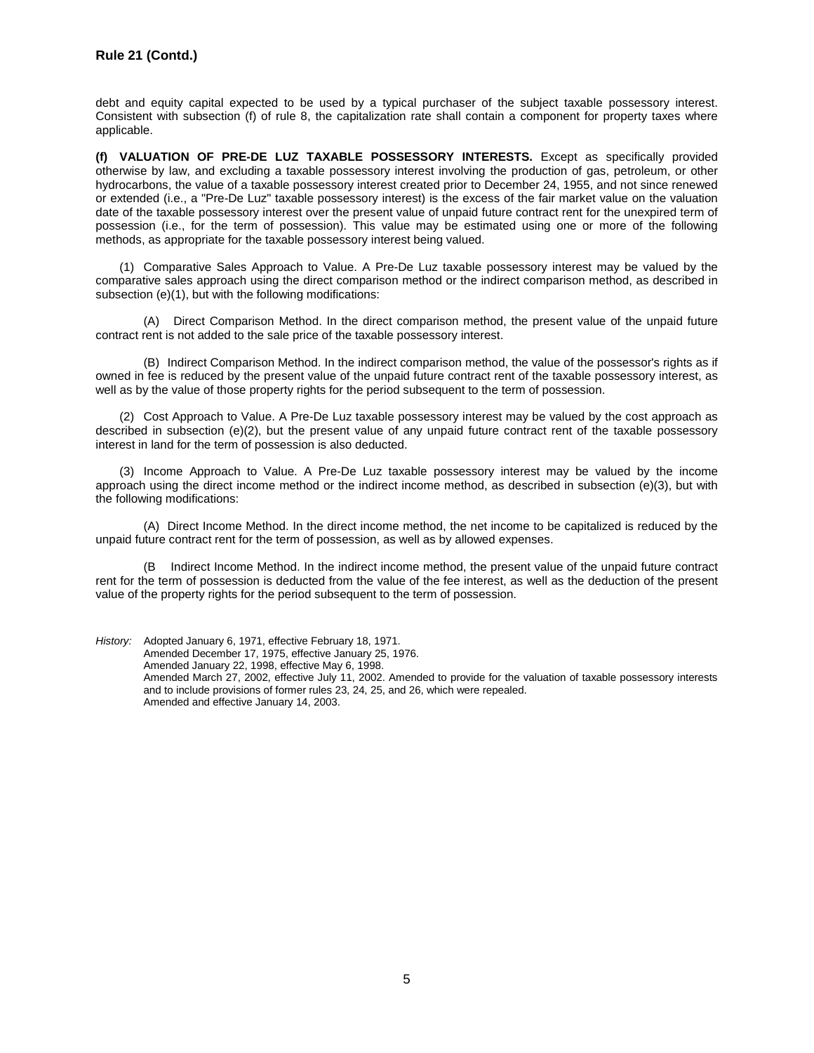debt and equity capital expected to be used by a typical purchaser of the subject taxable possessory interest. Consistent with subsection (f) of rule 8, the capitalization rate shall contain a component for property taxes where applicable.

**(f) VALUATION OF PRE-DE LUZ TAXABLE POSSESSORY INTERESTS.** Except as specifically provided otherwise by law, and excluding a taxable possessory interest involving the production of gas, petroleum, or other hydrocarbons, the value of a taxable possessory interest created prior to December 24, 1955, and not since renewed or extended (i.e., a "Pre-De Luz" taxable possessory interest) is the excess of the fair market value on the valuation date of the taxable possessory interest over the present value of unpaid future contract rent for the unexpired term of possession (i.e., for the term of possession). This value may be estimated using one or more of the following methods, as appropriate for the taxable possessory interest being valued.

(1) Comparative Sales Approach to Value. A Pre-De Luz taxable possessory interest may be valued by the comparative sales approach using the direct comparison method or the indirect comparison method, as described in subsection (e)(1), but with the following modifications:

(A) Direct Comparison Method. In the direct comparison method, the present value of the unpaid future contract rent is not added to the sale price of the taxable possessory interest.

(B) Indirect Comparison Method. In the indirect comparison method, the value of the possessor's rights as if owned in fee is reduced by the present value of the unpaid future contract rent of the taxable possessory interest, as well as by the value of those property rights for the period subsequent to the term of possession.

(2) Cost Approach to Value. A Pre-De Luz taxable possessory interest may be valued by the cost approach as described in subsection (e)(2), but the present value of any unpaid future contract rent of the taxable possessory interest in land for the term of possession is also deducted.

(3) Income Approach to Value. A Pre-De Luz taxable possessory interest may be valued by the income approach using the direct income method or the indirect income method, as described in subsection (e)(3), but with the following modifications:

(A) Direct Income Method. In the direct income method, the net income to be capitalized is reduced by the unpaid future contract rent for the term of possession, as well as by allowed expenses.

(B Indirect Income Method. In the indirect income method, the present value of the unpaid future contract rent for the term of possession is deducted from the value of the fee interest, as well as the deduction of the present value of the property rights for the period subsequent to the term of possession.

*History:* Adopted January 6, 1971, effective February 18, 1971.
Amended December 17, 1975, effective January 25, 1976.
Amended January 22, 1998, effective May 6, 1998.
Amended March 27, 2002, effective July 11, 2002. Amended to provide for the valuation of taxable possessory interests and to include provisions of former rules 23, 24, 25, and 26, which were repealed.
Amended and effective January 14, 2003.